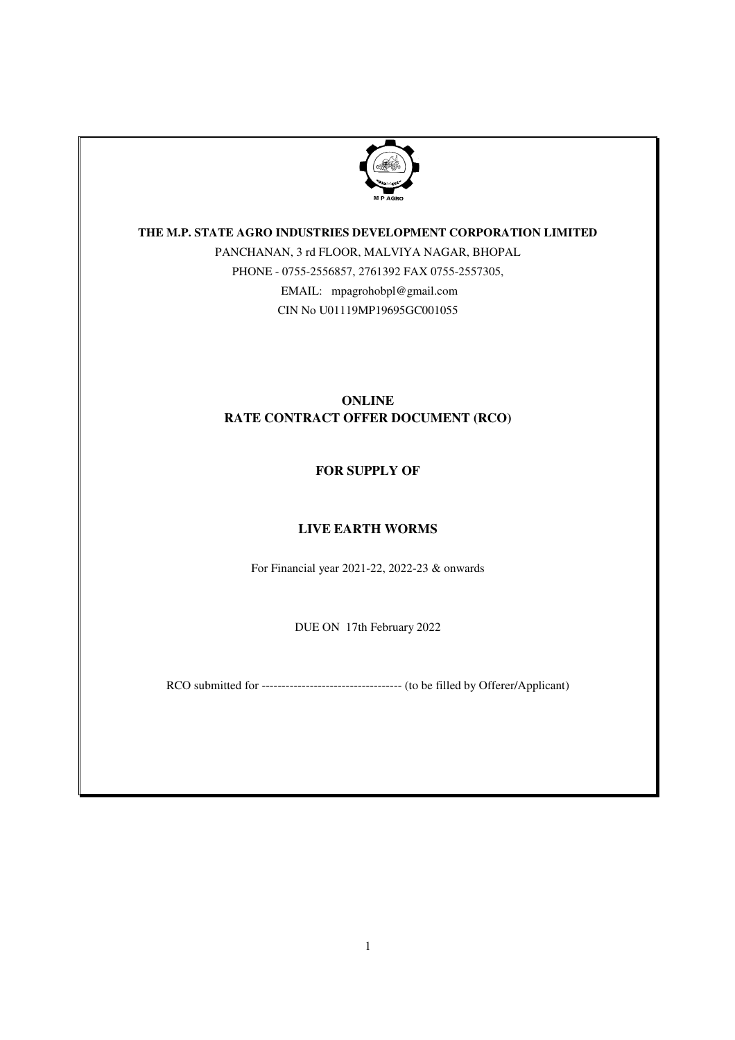M P AGRO

**THE M.P. STATE AGRO INDUSTRIES DEVELOPMENT CORPORATION LIMITED**

PANCHANAN, 3 rd FLOOR, MALVIYA NAGAR, BHOPAL

PHONE - 0755-2556857, 2761392 FAX 0755-2557305,

EMAIL: mpagrohobpl@gmail.com

CIN No U01119MP19695GC001055

# ONLINE
# RATE CONTRACT OFFER DOCUMENT (RCO)

## FOR SUPPLY OF

## LIVE EARTH WORMS

For Financial year 2021-22, 2022-23 & onwards

DUE ON 17th February 2022

RCO submitted for ---------------------------------- (to be filled by Offerer/Applicant)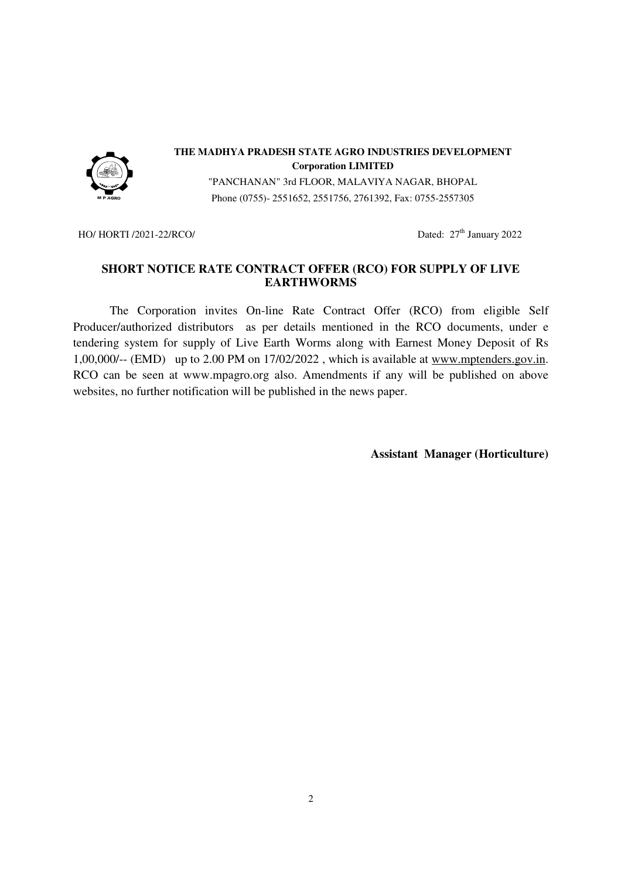**THE MADHYA PRADESH STATE AGRO INDUSTRIES DEVELOPMENT Corporation LIMITED**

"PANCHANAN" 3rd FLOOR, MALAVIYA NAGAR, BHOPAL

Phone (0755)- 2551652, 2551756, 2761392, Fax: 0755-2557305

HO/ HORTI /2021-22/RCO/ Dated: 27th January 2022

## SHORT NOTICE RATE CONTRACT OFFER (RCO) FOR SUPPLY OF LIVE EARTHWORMS

The Corporation invites On-line Rate Contract Offer (RCO) from eligible Self Producer/authorized distributors as per details mentioned in the RCO documents, under e tendering system for supply of Live Earth Worms along with Earnest Money Deposit of Rs 1,00,000/-- (EMD) up to 2.00 PM on 17/02/2022 , which is available at www.mptenders.gov.in. RCO can be seen at www.mpagro.org also. Amendments if any will be published on above websites, no further notification will be published in the news paper.

**Assistant Manager (Horticulture)**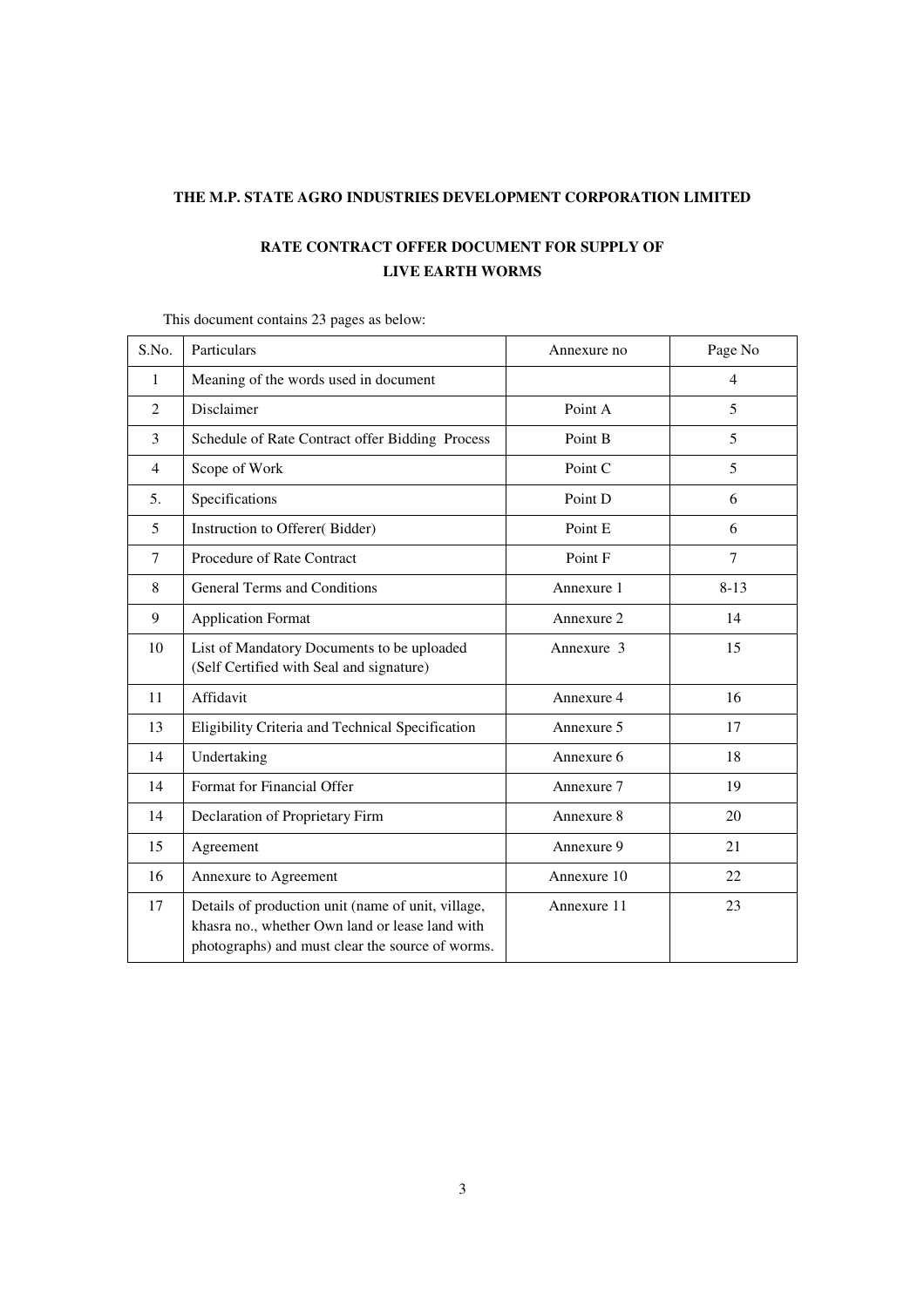**THE M.P. STATE AGRO INDUSTRIES DEVELOPMENT CORPORATION LIMITED**

**RATE CONTRACT OFFER DOCUMENT FOR SUPPLY OF LIVE EARTH WORMS**

This document contains 23 pages as below:

| S.No. | Particulars | Annexure no | Page No |
|---|---|---|---|
| 1 | Meaning of the words used in document | | 4 |
| 2 | Disclaimer | Point A | 5 |
| 3 | Schedule of Rate Contract offer Bidding Process | Point B | 5 |
| 4 | Scope of Work | Point C | 5 |
| 5. | Specifications | Point D | 6 |
| 5 | Instruction to Offerer( Bidder) | Point E | 6 |
| 7 | Procedure of Rate Contract | Point F | 7 |
| 8 | General Terms and Conditions | Annexure 1 | 8-13 |
| 9 | Application Format | Annexure 2 | 14 |
| 10 | List of Mandatory Documents to be uploaded (Self Certified with Seal and signature) | Annexure 3 | 15 |
| 11 | Affidavit | Annexure 4 | 16 |
| 13 | Eligibility Criteria and Technical Specification | Annexure 5 | 17 |
| 14 | Undertaking | Annexure 6 | 18 |
| 14 | Format for Financial Offer | Annexure 7 | 19 |
| 14 | Declaration of Proprietary Firm | Annexure 8 | 20 |
| 15 | Agreement | Annexure 9 | 21 |
| 16 | Annexure to Agreement | Annexure 10 | 22 |
| 17 | Details of production unit (name of unit, village, khasra no., whether Own land or lease land with photographs) and must clear the source of worms. | Annexure 11 | 23 |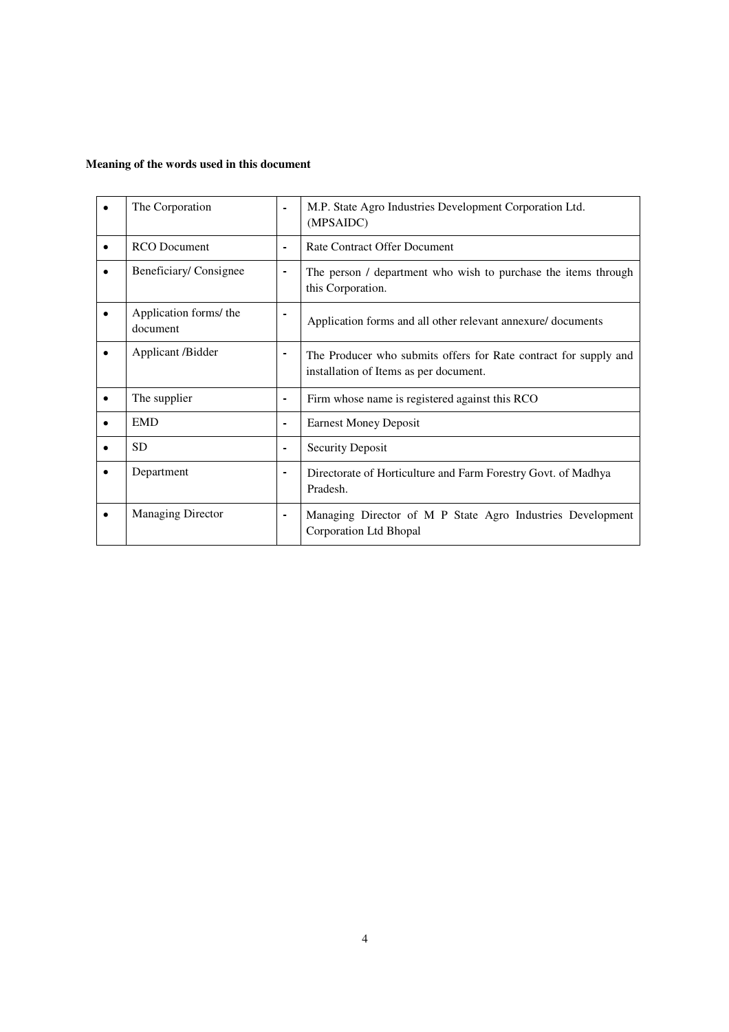**Meaning of the words used in this document**

| | | | |
|---|---|---|---|
| • | The Corporation | - | M.P. State Agro Industries Development Corporation Ltd. (MPSAIDC) |
| • | RCO Document | - | Rate Contract Offer Document |
| • | Beneficiary/ Consignee | - | The person / department who wish to purchase the items through this Corporation. |
| • | Application forms/ the document | - | Application forms and all other relevant annexure/ documents |
| • | Applicant /Bidder | - | The Producer who submits offers for Rate contract for supply and installation of Items as per document. |
| • | The supplier | - | Firm whose name is registered against this RCO |
| • | EMD | - | Earnest Money Deposit |
| • | SD | - | Security Deposit |
| • | Department | - | Directorate of Horticulture and Farm Forestry Govt. of Madhya Pradesh. |
| • | Managing Director | - | Managing Director of M P State Agro Industries Development Corporation Ltd Bhopal |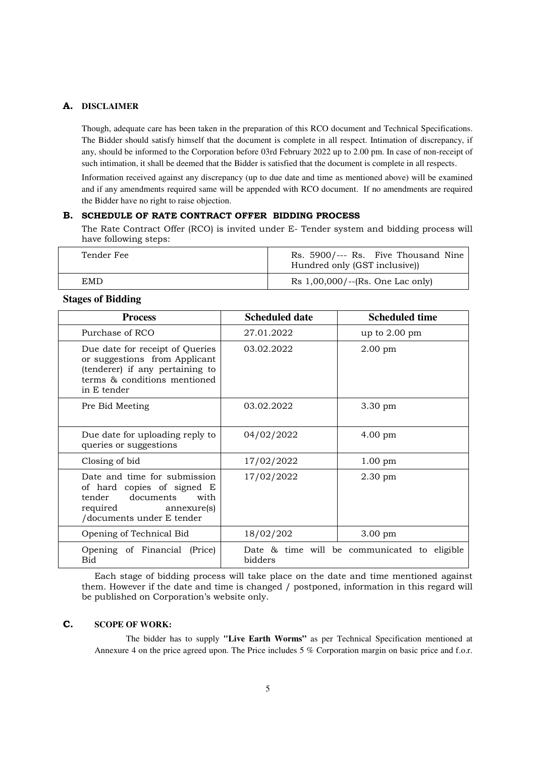## A. DISCLAIMER

Though, adequate care has been taken in the preparation of this RCO document and Technical Specifications. The Bidder should satisfy himself that the document is complete in all respect. Intimation of discrepancy, if any, should be informed to the Corporation before 03rd February 2022 up to 2.00 pm. In case of non-receipt of such intimation, it shall be deemed that the Bidder is satisfied that the document is complete in all respects.

Information received against any discrepancy (up to due date and time as mentioned above) will be examined and if any amendments required same will be appended with RCO document. If no amendments are required the Bidder have no right to raise objection.

## B. SCHEDULE OF RATE CONTRACT OFFER BIDDING PROCESS

The Rate Contract Offer (RCO) is invited under E- Tender system and bidding process will have following steps:

| | |
|---|---|
| Tender Fee | Rs. 5900/--- Rs. Five Thousand Nine Hundred only (GST inclusive)) |
| EMD | Rs 1,00,000/--(Rs. One Lac only) |

**Stages of Bidding**

| Process | Scheduled date | Scheduled time |
|---|---|---|
| Purchase of RCO | 27.01.2022 | up to 2.00 pm |
| Due date for receipt of Queries or suggestions from Applicant (tenderer) if any pertaining to terms & conditions mentioned in E tender | 03.02.2022 | 2.00 pm |
| Pre Bid Meeting | 03.02.2022 | 3.30 pm |
| Due date for uploading reply to queries or suggestions | 04/02/2022 | 4.00 pm |
| Closing of bid | 17/02/2022 | 1.00 pm |
| Date and time for submission of hard copies of signed E tender documents with required annexure(s) /documents under E tender | 17/02/2022 | 2.30 pm |
| Opening of Technical Bid | 18/02/202 | 3.00 pm |
| Opening of Financial (Price) Bid | Date & time will be communicated to eligible bidders | |

Each stage of bidding process will take place on the date and time mentioned against them. However if the date and time is changed / postponed, information in this regard will be published on Corporation's website only.

## C. SCOPE OF WORK:

The bidder has to supply **"Live Earth Worms"** as per Technical Specification mentioned at Annexure 4 on the price agreed upon. The Price includes 5 % Corporation margin on basic price and f.o.r.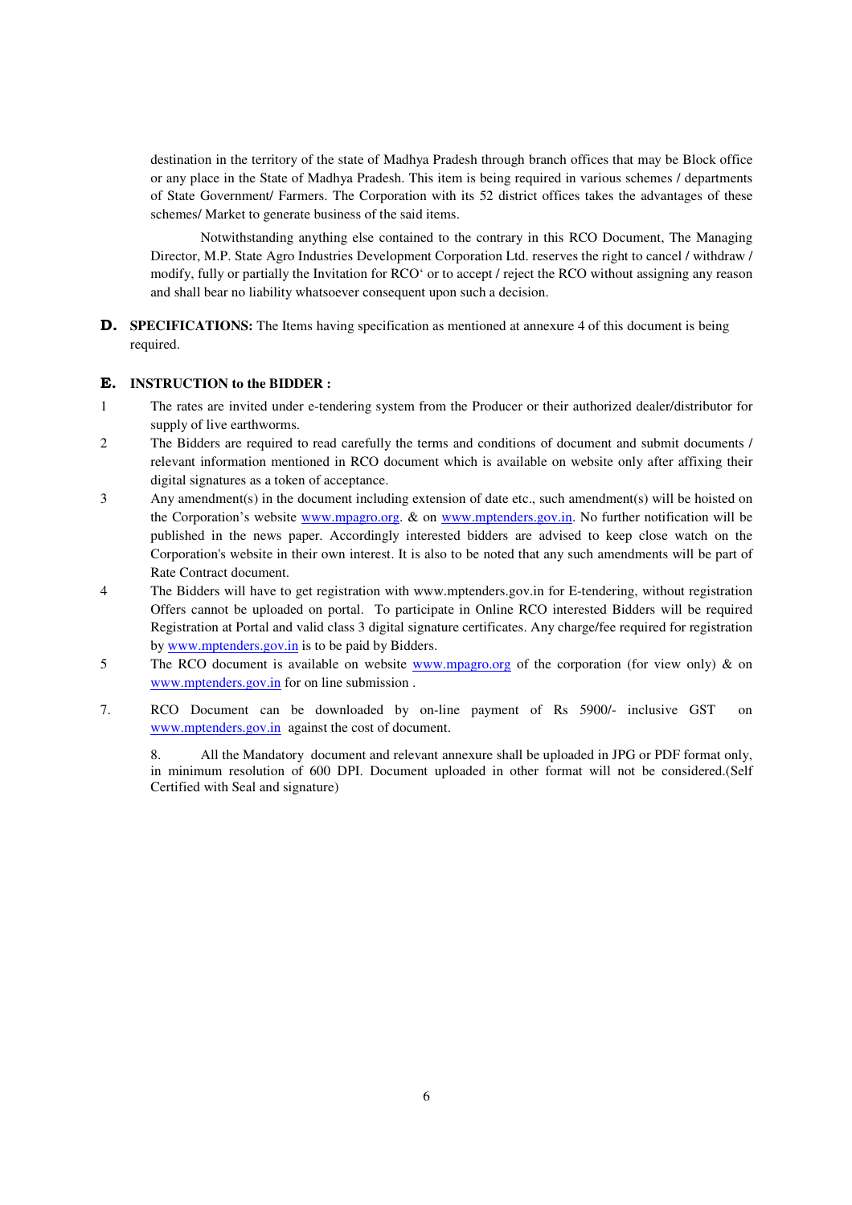destination in the territory of the state of Madhya Pradesh through branch offices that may be Block office or any place in the State of Madhya Pradesh. This item is being required in various schemes / departments of State Government/ Farmers. The Corporation with its 52 district offices takes the advantages of these schemes/ Market to generate business of the said items.

Notwithstanding anything else contained to the contrary in this RCO Document, The Managing Director, M.P. State Agro Industries Development Corporation Ltd. reserves the right to cancel / withdraw / modify, fully or partially the Invitation for RCO' or to accept / reject the RCO without assigning any reason and shall bear no liability whatsoever consequent upon such a decision.

**D. SPECIFICATIONS:** The Items having specification as mentioned at annexure 4 of this document is being required.

**E. INSTRUCTION to the BIDDER :**

1. The rates are invited under e-tendering system from the Producer or their authorized dealer/distributor for supply of live earthworms.
2. The Bidders are required to read carefully the terms and conditions of document and submit documents / relevant information mentioned in RCO document which is available on website only after affixing their digital signatures as a token of acceptance.
3. Any amendment(s) in the document including extension of date etc., such amendment(s) will be hoisted on the Corporation's website www.mpagro.org. & on www.mptenders.gov.in. No further notification will be published in the news paper. Accordingly interested bidders are advised to keep close watch on the Corporation's website in their own interest. It is also to be noted that any such amendments will be part of Rate Contract document.
4. The Bidders will have to get registration with www.mptenders.gov.in for E-tendering, without registration Offers cannot be uploaded on portal. To participate in Online RCO interested Bidders will be required Registration at Portal and valid class 3 digital signature certificates. Any charge/fee required for registration by www.mptenders.gov.in is to be paid by Bidders.
5. The RCO document is available on website www.mpagro.org of the corporation (for view only) & on www.mptenders.gov.in for on line submission .

7. RCO Document can be downloaded by on-line payment of Rs 5900/- inclusive GST on www.mptenders.gov.in against the cost of document.

8. All the Mandatory document and relevant annexure shall be uploaded in JPG or PDF format only, in minimum resolution of 600 DPI. Document uploaded in other format will not be considered.(Self Certified with Seal and signature)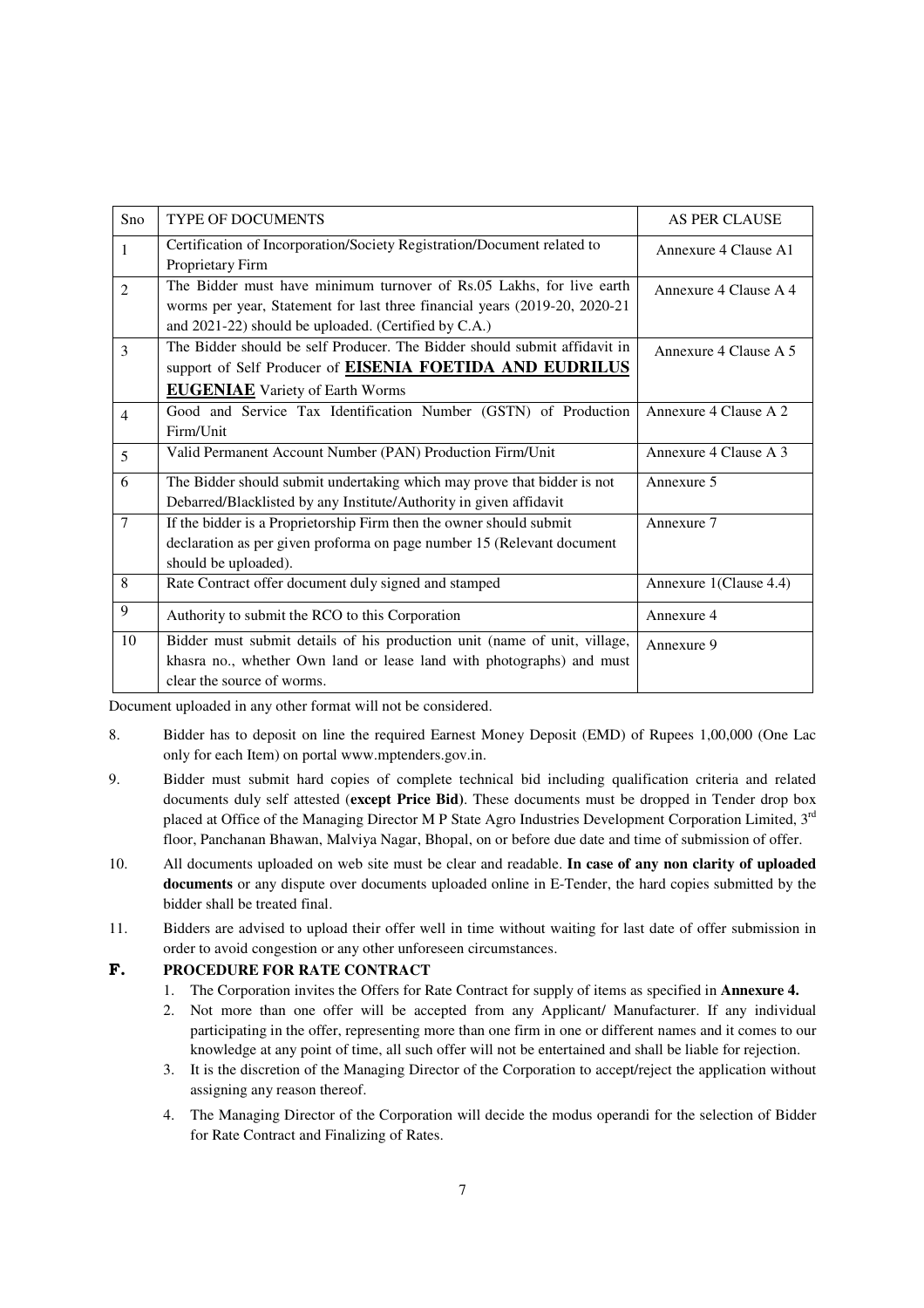| Sno | TYPE OF DOCUMENTS | AS PER CLAUSE |
|---|---|---|
| 1 | Certification of Incorporation/Society Registration/Document related to Proprietary Firm | Annexure 4 Clause A1 |
| 2 | The Bidder must have minimum turnover of Rs.05 Lakhs, for live earth worms per year, Statement for last three financial years (2019-20, 2020-21 and 2021-22) should be uploaded. (Certified by C.A.) | Annexure 4 Clause A 4 |
| 3 | The Bidder should be self Producer. The Bidder should submit affidavit in support of Self Producer of **EISENIA FOETIDA AND EUDRILUS EUGENIAE** Variety of Earth Worms | Annexure 4 Clause A 5 |
| 4 | Good and Service Tax Identification Number (GSTN) of Production Firm/Unit | Annexure 4 Clause A 2 |
| 5 | Valid Permanent Account Number (PAN) Production Firm/Unit | Annexure 4 Clause A 3 |
| 6 | The Bidder should submit undertaking which may prove that bidder is not Debarred/Blacklisted by any Institute/Authority in given affidavit | Annexure 5 |
| 7 | If the bidder is a Proprietorship Firm then the owner should submit declaration as per given proforma on page number 15 (Relevant document should be uploaded). | Annexure 7 |
| 8 | Rate Contract offer document duly signed and stamped | Annexure 1(Clause 4.4) |
| 9 | Authority to submit the RCO to this Corporation | Annexure 4 |
| 10 | Bidder must submit details of his production unit (name of unit, village, khasra no., whether Own land or lease land with photographs) and must clear the source of worms. | Annexure 9 |

Document uploaded in any other format will not be considered.

8. Bidder has to deposit on line the required Earnest Money Deposit (EMD) of Rupees 1,00,000 (One Lac only for each Item) on portal www.mptenders.gov.in.

9. Bidder must submit hard copies of complete technical bid including qualification criteria and related documents duly self attested (**except Price Bid**). These documents must be dropped in Tender drop box placed at Office of the Managing Director M P State Agro Industries Development Corporation Limited, 3rd floor, Panchanan Bhawan, Malviya Nagar, Bhopal, on or before due date and time of submission of offer.

10. All documents uploaded on web site must be clear and readable. **In case of any non clarity of uploaded documents** or any dispute over documents uploaded online in E-Tender, the hard copies submitted by the bidder shall be treated final.

11. Bidders are advised to upload their offer well in time without waiting for last date of offer submission in order to avoid congestion or any other unforeseen circumstances.

## F. PROCEDURE FOR RATE CONTRACT

1. The Corporation invites the Offers for Rate Contract for supply of items as specified in **Annexure 4.**
2. Not more than one offer will be accepted from any Applicant/ Manufacturer. If any individual participating in the offer, representing more than one firm in one or different names and it comes to our knowledge at any point of time, all such offer will not be entertained and shall be liable for rejection.
3. It is the discretion of the Managing Director of the Corporation to accept/reject the application without assigning any reason thereof.
4. The Managing Director of the Corporation will decide the modus operandi for the selection of Bidder for Rate Contract and Finalizing of Rates.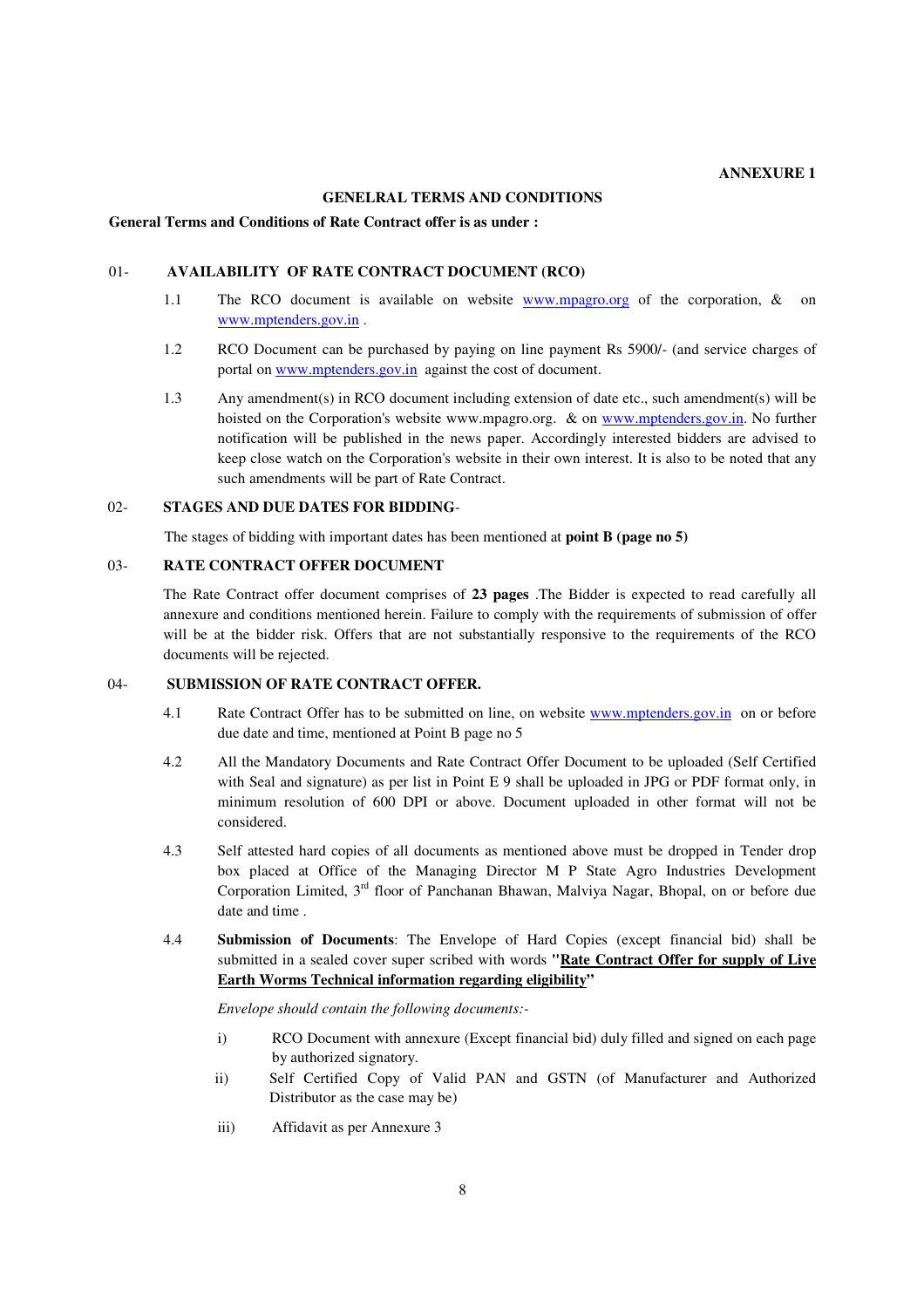**ANNEXURE 1**

## GENELRAL TERMS AND CONDITIONS

**General Terms and Conditions of Rate Contract offer is as under :**

### 01- AVAILABILITY OF RATE CONTRACT DOCUMENT (RCO)

1.1 The RCO document is available on website www.mpagro.org of the corporation, & on www.mptenders.gov.in .

1.2 RCO Document can be purchased by paying on line payment Rs 5900/- (and service charges of portal on www.mptenders.gov.in against the cost of document.

1.3 Any amendment(s) in RCO document including extension of date etc., such amendment(s) will be hoisted on the Corporation's website www.mpagro.org. & on www.mptenders.gov.in. No further notification will be published in the news paper. Accordingly interested bidders are advised to keep close watch on the Corporation's website in their own interest. It is also to be noted that any such amendments will be part of Rate Contract.

### 02- STAGES AND DUE DATES FOR BIDDING-

The stages of bidding with important dates has been mentioned at **point B (page no 5)**

### 03- RATE CONTRACT OFFER DOCUMENT

The Rate Contract offer document comprises of **23 pages** .The Bidder is expected to read carefully all annexure and conditions mentioned herein. Failure to comply with the requirements of submission of offer will be at the bidder risk. Offers that are not substantially responsive to the requirements of the RCO documents will be rejected.

### 04- SUBMISSION OF RATE CONTRACT OFFER.

4.1 Rate Contract Offer has to be submitted on line, on website www.mptenders.gov.in on or before due date and time, mentioned at Point B page no 5

4.2 All the Mandatory Documents and Rate Contract Offer Document to be uploaded (Self Certified with Seal and signature) as per list in Point E 9 shall be uploaded in JPG or PDF format only, in minimum resolution of 600 DPI or above. Document uploaded in other format will not be considered.

4.3 Self attested hard copies of all documents as mentioned above must be dropped in Tender drop box placed at Office of the Managing Director M P State Agro Industries Development Corporation Limited, 3rd floor of Panchanan Bhawan, Malviya Nagar, Bhopal, on or before due date and time .

4.4 **Submission of Documents**: The Envelope of Hard Copies (except financial bid) shall be submitted in a sealed cover super scribed with words **"Rate Contract Offer for supply of Live Earth Worms Technical information regarding eligibility"**

*Envelope should contain the following documents:-*

i) RCO Document with annexure (Except financial bid) duly filled and signed on each page by authorized signatory.

ii) Self Certified Copy of Valid PAN and GSTN (of Manufacturer and Authorized Distributor as the case may be)

iii) Affidavit as per Annexure 3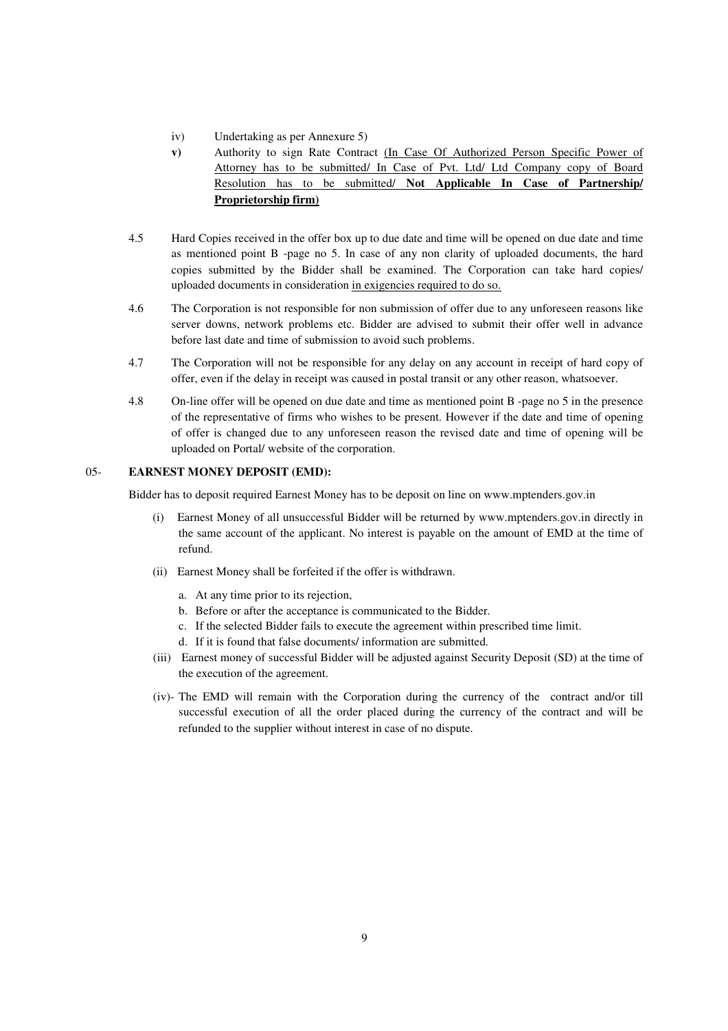iv) Undertaking as per Annexure 5)

**v)** Authority to sign Rate Contract (In Case Of Authorized Person Specific Power of Attorney has to be submitted/ In Case of Pvt. Ltd/ Ltd Company copy of Board Resolution has to be submitted/ **Not Applicable In Case of Partnership/ Proprietorship firm**)

4.5 Hard Copies received in the offer box up to due date and time will be opened on due date and time as mentioned point B -page no 5. In case of any non clarity of uploaded documents, the hard copies submitted by the Bidder shall be examined. The Corporation can take hard copies/ uploaded documents in consideration in exigencies required to do so.

4.6 The Corporation is not responsible for non submission of offer due to any unforeseen reasons like server downs, network problems etc. Bidder are advised to submit their offer well in advance before last date and time of submission to avoid such problems.

4.7 The Corporation will not be responsible for any delay on any account in receipt of hard copy of offer, even if the delay in receipt was caused in postal transit or any other reason, whatsoever.

4.8 On-line offer will be opened on due date and time as mentioned point B -page no 5 in the presence of the representative of firms who wishes to be present. However if the date and time of opening of offer is changed due to any unforeseen reason the revised date and time of opening will be uploaded on Portal/ website of the corporation.

## 05- EARNEST MONEY DEPOSIT (EMD):

Bidder has to deposit required Earnest Money has to be deposit on line on www.mptenders.gov.in

(i) Earnest Money of all unsuccessful Bidder will be returned by www.mptenders.gov.in directly in the same account of the applicant. No interest is payable on the amount of EMD at the time of refund.

(ii) Earnest Money shall be forfeited if the offer is withdrawn.

a. At any time prior to its rejection,
b. Before or after the acceptance is communicated to the Bidder.
c. If the selected Bidder fails to execute the agreement within prescribed time limit.
d. If it is found that false documents/ information are submitted.

(iii) Earnest money of successful Bidder will be adjusted against Security Deposit (SD) at the time of the execution of the agreement.

(iv)- The EMD will remain with the Corporation during the currency of the contract and/or till successful execution of all the order placed during the currency of the contract and will be refunded to the supplier without interest in case of no dispute.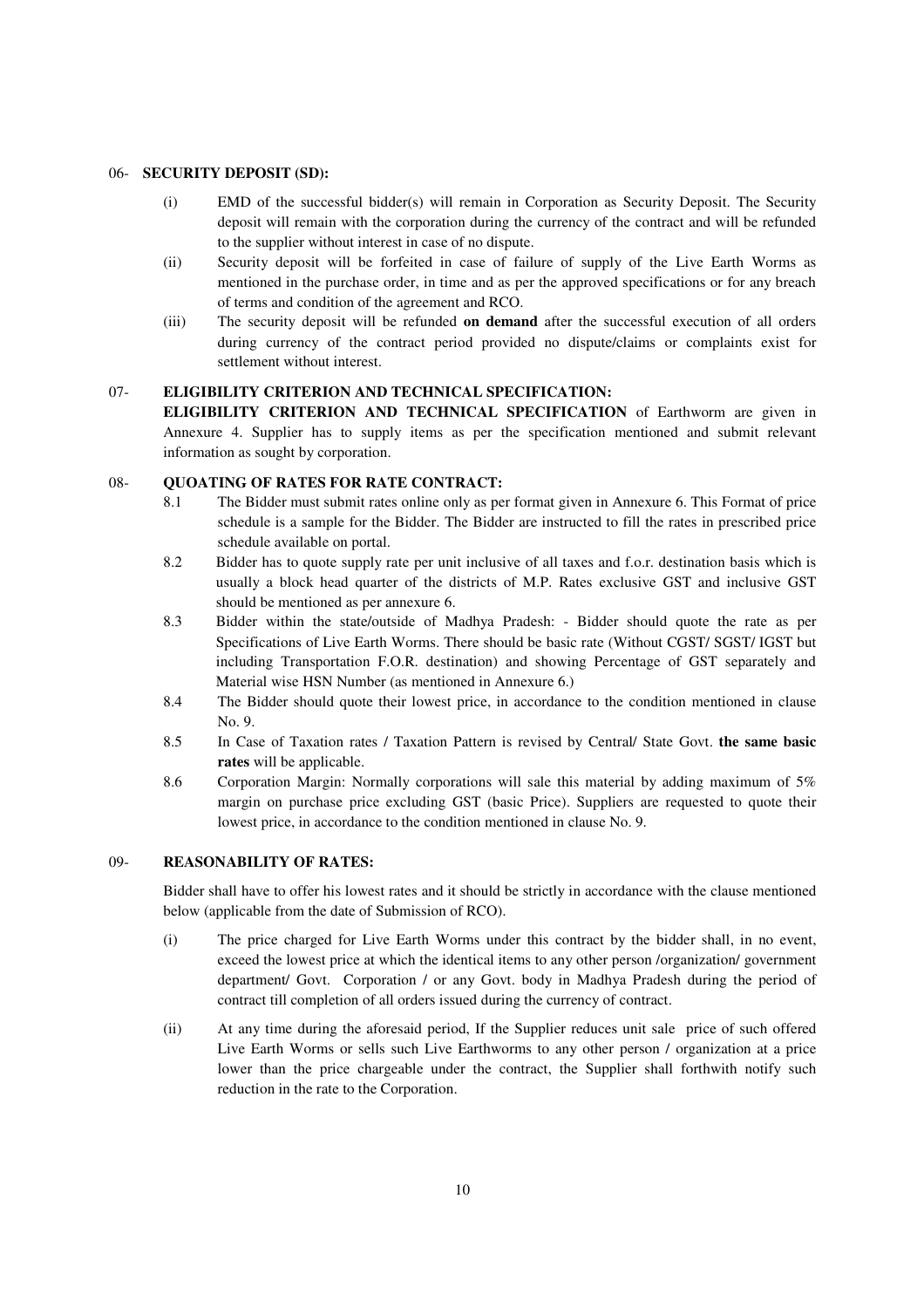06- **SECURITY DEPOSIT (SD):**

(i) EMD of the successful bidder(s) will remain in Corporation as Security Deposit. The Security deposit will remain with the corporation during the currency of the contract and will be refunded to the supplier without interest in case of no dispute.

(ii) Security deposit will be forfeited in case of failure of supply of the Live Earth Worms as mentioned in the purchase order, in time and as per the approved specifications or for any breach of terms and condition of the agreement and RCO.

(iii) The security deposit will be refunded **on demand** after the successful execution of all orders during currency of the contract period provided no dispute/claims or complaints exist for settlement without interest.

07- **ELIGIBILITY CRITERION AND TECHNICAL SPECIFICATION:**

**ELIGIBILITY CRITERION AND TECHNICAL SPECIFICATION** of Earthworm are given in Annexure 4. Supplier has to supply items as per the specification mentioned and submit relevant information as sought by corporation.

08- **QUOATING OF RATES FOR RATE CONTRACT:**

8.1 The Bidder must submit rates online only as per format given in Annexure 6. This Format of price schedule is a sample for the Bidder. The Bidder are instructed to fill the rates in prescribed price schedule available on portal.

8.2 Bidder has to quote supply rate per unit inclusive of all taxes and f.o.r. destination basis which is usually a block head quarter of the districts of M.P. Rates exclusive GST and inclusive GST should be mentioned as per annexure 6.

8.3 Bidder within the state/outside of Madhya Pradesh: - Bidder should quote the rate as per Specifications of Live Earth Worms. There should be basic rate (Without CGST/ SGST/ IGST but including Transportation F.O.R. destination) and showing Percentage of GST separately and Material wise HSN Number (as mentioned in Annexure 6.)

8.4 The Bidder should quote their lowest price, in accordance to the condition mentioned in clause No. 9.

8.5 In Case of Taxation rates / Taxation Pattern is revised by Central/ State Govt. **the same basic rates** will be applicable.

8.6 Corporation Margin: Normally corporations will sale this material by adding maximum of 5% margin on purchase price excluding GST (basic Price). Suppliers are requested to quote their lowest price, in accordance to the condition mentioned in clause No. 9.

09- **REASONABILITY OF RATES:**

Bidder shall have to offer his lowest rates and it should be strictly in accordance with the clause mentioned below (applicable from the date of Submission of RCO).

(i) The price charged for Live Earth Worms under this contract by the bidder shall, in no event, exceed the lowest price at which the identical items to any other person /organization/ government department/ Govt. Corporation / or any Govt. body in Madhya Pradesh during the period of contract till completion of all orders issued during the currency of contract.

(ii) At any time during the aforesaid period, If the Supplier reduces unit sale price of such offered Live Earth Worms or sells such Live Earthworms to any other person / organization at a price lower than the price chargeable under the contract, the Supplier shall forthwith notify such reduction in the rate to the Corporation.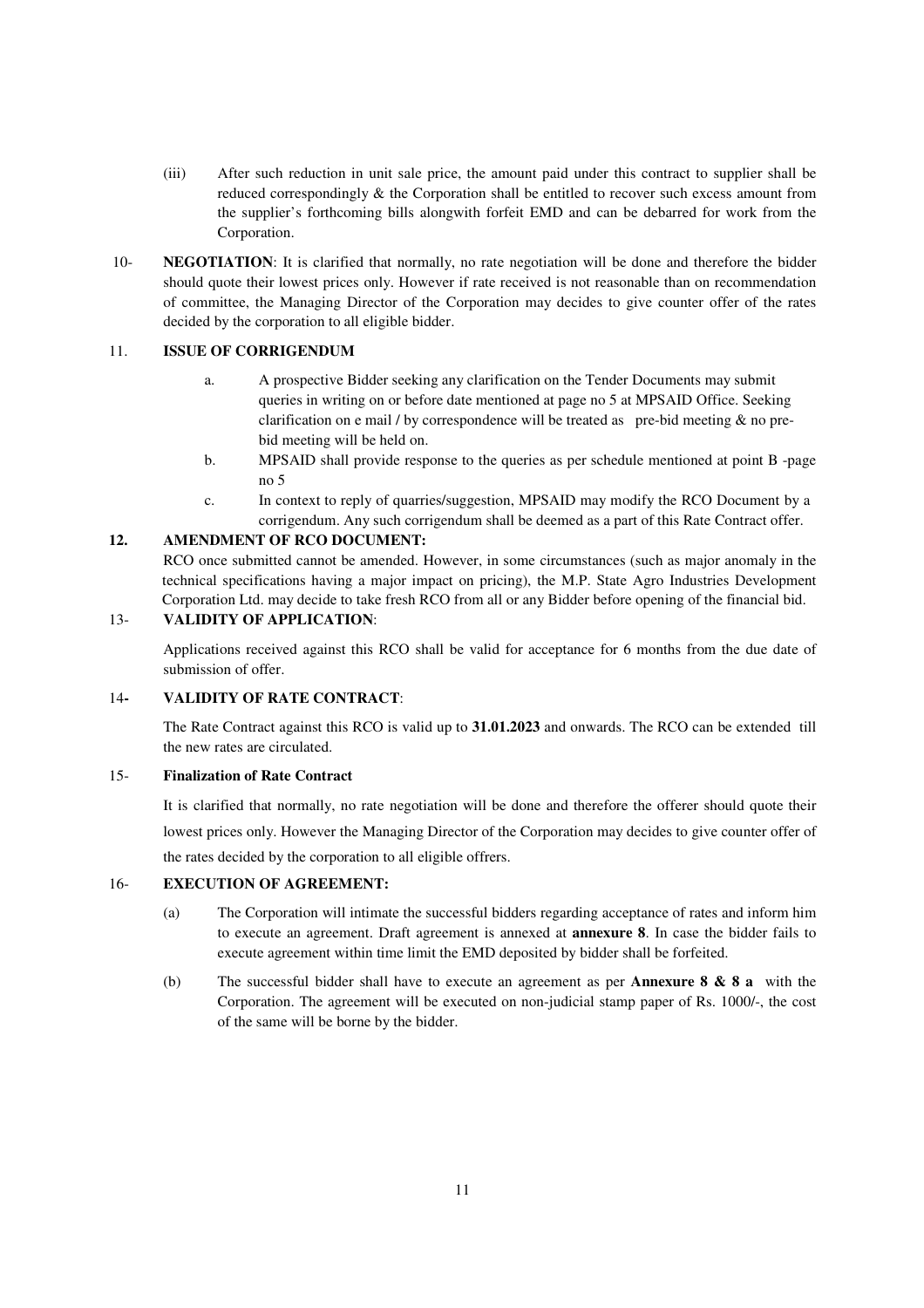(iii) After such reduction in unit sale price, the amount paid under this contract to supplier shall be reduced correspondingly & the Corporation shall be entitled to recover such excess amount from the supplier's forthcoming bills alongwith forfeit EMD and can be debarred for work from the Corporation.

10- **NEGOTIATION**: It is clarified that normally, no rate negotiation will be done and therefore the bidder should quote their lowest prices only. However if rate received is not reasonable than on recommendation of committee, the Managing Director of the Corporation may decides to give counter offer of the rates decided by the corporation to all eligible bidder.

11. **ISSUE OF CORRIGENDUM**

a. A prospective Bidder seeking any clarification on the Tender Documents may submit queries in writing on or before date mentioned at page no 5 at MPSAID Office. Seeking clarification on e mail / by correspondence will be treated as pre-bid meeting & no pre-bid meeting will be held on.

b. MPSAID shall provide response to the queries as per schedule mentioned at point B -page no 5

c. In context to reply of quarries/suggestion, MPSAID may modify the RCO Document by a corrigendum. Any such corrigendum shall be deemed as a part of this Rate Contract offer.

**12. AMENDMENT OF RCO DOCUMENT:**

RCO once submitted cannot be amended. However, in some circumstances (such as major anomaly in the technical specifications having a major impact on pricing), the M.P. State Agro Industries Development Corporation Ltd. may decide to take fresh RCO from all or any Bidder before opening of the financial bid.

13- **VALIDITY OF APPLICATION**:

Applications received against this RCO shall be valid for acceptance for 6 months from the due date of submission of offer.

14**-** **VALIDITY OF RATE CONTRACT**:

The Rate Contract against this RCO is valid up to **31.01.2023** and onwards. The RCO can be extended till the new rates are circulated.

15- **Finalization of Rate Contract**

It is clarified that normally, no rate negotiation will be done and therefore the offerer should quote their lowest prices only. However the Managing Director of the Corporation may decides to give counter offer of the rates decided by the corporation to all eligible offrers.

16- **EXECUTION OF AGREEMENT:**

(a) The Corporation will intimate the successful bidders regarding acceptance of rates and inform him to execute an agreement. Draft agreement is annexed at **annexure 8**. In case the bidder fails to execute agreement within time limit the EMD deposited by bidder shall be forfeited.

(b) The successful bidder shall have to execute an agreement as per **Annexure 8 & 8 a** with the Corporation. The agreement will be executed on non-judicial stamp paper of Rs. 1000/-, the cost of the same will be borne by the bidder.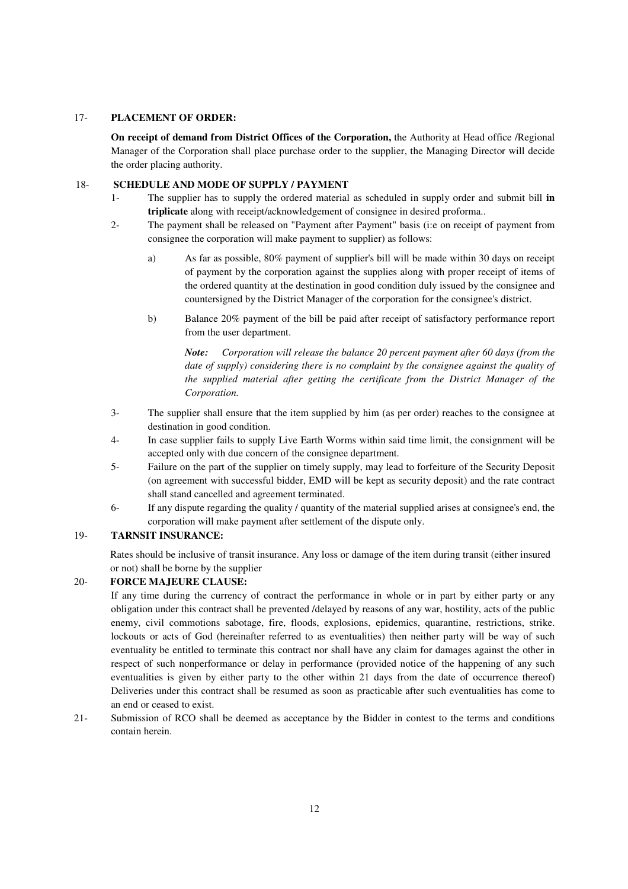17- **PLACEMENT OF ORDER:**

**On receipt of demand from District Offices of the Corporation,** the Authority at Head office /Regional Manager of the Corporation shall place purchase order to the supplier, the Managing Director will decide the order placing authority.

18- **SCHEDULE AND MODE OF SUPPLY / PAYMENT**

1- The supplier has to supply the ordered material as scheduled in supply order and submit bill **in triplicate** along with receipt/acknowledgement of consignee in desired proforma..

2- The payment shall be released on "Payment after Payment" basis (i:e on receipt of payment from consignee the corporation will make payment to supplier) as follows:

a) As far as possible, 80% payment of supplier's bill will be made within 30 days on receipt of payment by the corporation against the supplies along with proper receipt of items of the ordered quantity at the destination in good condition duly issued by the consignee and countersigned by the District Manager of the corporation for the consignee's district.

b) Balance 20% payment of the bill be paid after receipt of satisfactory performance report from the user department.

***Note:*** *Corporation will release the balance 20 percent payment after 60 days (from the date of supply) considering there is no complaint by the consignee against the quality of the supplied material after getting the certificate from the District Manager of the Corporation.*

3- The supplier shall ensure that the item supplied by him (as per order) reaches to the consignee at destination in good condition.

4- In case supplier fails to supply Live Earth Worms within said time limit, the consignment will be accepted only with due concern of the consignee department.

5- Failure on the part of the supplier on timely supply, may lead to forfeiture of the Security Deposit (on agreement with successful bidder, EMD will be kept as security deposit) and the rate contract shall stand cancelled and agreement terminated.

6- If any dispute regarding the quality / quantity of the material supplied arises at consignee's end, the corporation will make payment after settlement of the dispute only.

19- **TARNSIT INSURANCE:**

Rates should be inclusive of transit insurance. Any loss or damage of the item during transit (either insured or not) shall be borne by the supplier

20- **FORCE MAJEURE CLAUSE:**

If any time during the currency of contract the performance in whole or in part by either party or any obligation under this contract shall be prevented /delayed by reasons of any war, hostility, acts of the public enemy, civil commotions sabotage, fire, floods, explosions, epidemics, quarantine, restrictions, strike. lockouts or acts of God (hereinafter referred to as eventualities) then neither party will be way of such eventuality be entitled to terminate this contract nor shall have any claim for damages against the other in respect of such nonperformance or delay in performance (provided notice of the happening of any such eventualities is given by either party to the other within 21 days from the date of occurrence thereof) Deliveries under this contract shall be resumed as soon as practicable after such eventualities has come to an end or ceased to exist.

21- Submission of RCO shall be deemed as acceptance by the Bidder in contest to the terms and conditions contain herein.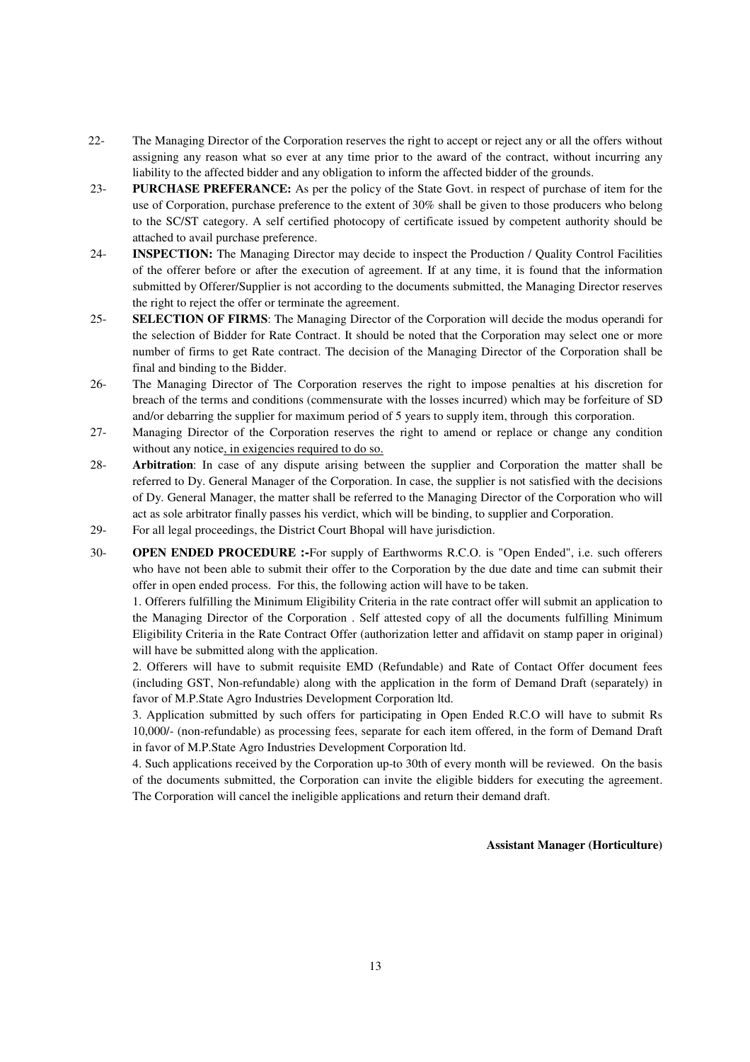22- The Managing Director of the Corporation reserves the right to accept or reject any or all the offers without assigning any reason what so ever at any time prior to the award of the contract, without incurring any liability to the affected bidder and any obligation to inform the affected bidder of the grounds.

23- **PURCHASE PREFERANCE:** As per the policy of the State Govt. in respect of purchase of item for the use of Corporation, purchase preference to the extent of 30% shall be given to those producers who belong to the SC/ST category. A self certified photocopy of certificate issued by competent authority should be attached to avail purchase preference.

24- **INSPECTION:** The Managing Director may decide to inspect the Production / Quality Control Facilities of the offerer before or after the execution of agreement. If at any time, it is found that the information submitted by Offerer/Supplier is not according to the documents submitted, the Managing Director reserves the right to reject the offer or terminate the agreement.

25- **SELECTION OF FIRMS**: The Managing Director of the Corporation will decide the modus operandi for the selection of Bidder for Rate Contract. It should be noted that the Corporation may select one or more number of firms to get Rate contract. The decision of the Managing Director of the Corporation shall be final and binding to the Bidder.

26- The Managing Director of The Corporation reserves the right to impose penalties at his discretion for breach of the terms and conditions (commensurate with the losses incurred) which may be forfeiture of SD and/or debarring the supplier for maximum period of 5 years to supply item, through this corporation.

27- Managing Director of the Corporation reserves the right to amend or replace or change any condition without any notice, in exigencies required to do so.

28- **Arbitration**: In case of any dispute arising between the supplier and Corporation the matter shall be referred to Dy. General Manager of the Corporation. In case, the supplier is not satisfied with the decisions of Dy. General Manager, the matter shall be referred to the Managing Director of the Corporation who will act as sole arbitrator finally passes his verdict, which will be binding, to supplier and Corporation.

29- For all legal proceedings, the District Court Bhopal will have jurisdiction.

30- **OPEN ENDED PROCEDURE :-**For supply of Earthworms R.C.O. is "Open Ended", i.e. such offerers who have not been able to submit their offer to the Corporation by the due date and time can submit their offer in open ended process. For this, the following action will have to be taken.

1. Offerers fulfilling the Minimum Eligibility Criteria in the rate contract offer will submit an application to the Managing Director of the Corporation . Self attested copy of all the documents fulfilling Minimum Eligibility Criteria in the Rate Contract Offer (authorization letter and affidavit on stamp paper in original) will have be submitted along with the application.

2. Offerers will have to submit requisite EMD (Refundable) and Rate of Contact Offer document fees (including GST, Non-refundable) along with the application in the form of Demand Draft (separately) in favor of M.P.State Agro Industries Development Corporation ltd.

3. Application submitted by such offers for participating in Open Ended R.C.O will have to submit Rs 10,000/- (non-refundable) as processing fees, separate for each item offered, in the form of Demand Draft in favor of M.P.State Agro Industries Development Corporation ltd.

4. Such applications received by the Corporation up-to 30th of every month will be reviewed. On the basis of the documents submitted, the Corporation can invite the eligible bidders for executing the agreement. The Corporation will cancel the ineligible applications and return their demand draft.

**Assistant Manager (Horticulture)**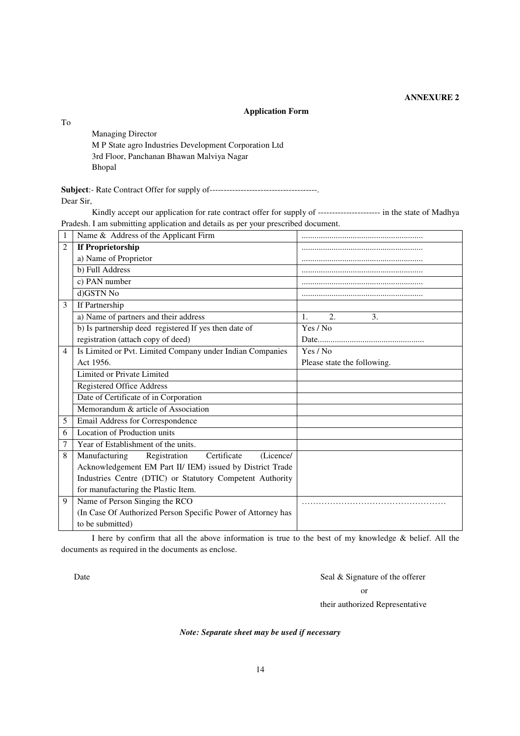**ANNEXURE 2**

**Application Form**

To

Managing Director
M P State agro Industries Development Corporation Ltd
3rd Floor, Panchanan Bhawan Malviya Nagar
Bhopal

**Subject**:- Rate Contract Offer for supply of--------------------------------------.

Dear Sir,

Kindly accept our application for rate contract offer for supply of ---------------------- in the state of Madhya Pradesh. I am submitting application and details as per your prescribed document.

| | | |
|---|---|---|
| 1 | Name & Address of the Applicant Firm | ......................................................... |
| 2 | **If Proprietorship** | ......................................................... |
| | a) Name of Proprietor | ......................................................... |
| | b) Full Address | ......................................................... |
| | c) PAN number | ......................................................... |
| | d)GSTN No | ......................................................... |
| 3 | If Partnership | |
| | a) Name of partners and their address | 1. 2. 3. |
| | b) Is partnership deed registered If yes then date of registration (attach copy of deed) | Yes / No<br>Date.................................................. |
| 4 | Is Limited or Pvt. Limited Company under Indian Companies Act 1956. | Yes / No<br>Please state the following. |
| | Limited or Private Limited | |
| | Registered Office Address | |
| | Date of Certificate of in Corporation | |
| | Memorandum & article of Association | |
| 5 | Email Address for Correspondence | |
| 6 | Location of Production units | |
| 7 | Year of Establishment of the units. | |
| 8 | Manufacturing Registration Certificate (Licence/ Acknowledgement EM Part II/ IEM) issued by District Trade Industries Centre (DTIC) or Statutory Competent Authority for manufacturing the Plastic Item. | |
| 9 | Name of Person Singing the RCO<br>(In Case Of Authorized Person Specific Power of Attorney has to be submitted) | …………………………………………… |

I here by confirm that all the above information is true to the best of my knowledge & belief. All the documents as required in the documents as enclose.

Date

Seal & Signature of the offerer
or
their authorized Representative

***Note: Separate sheet may be used if necessary***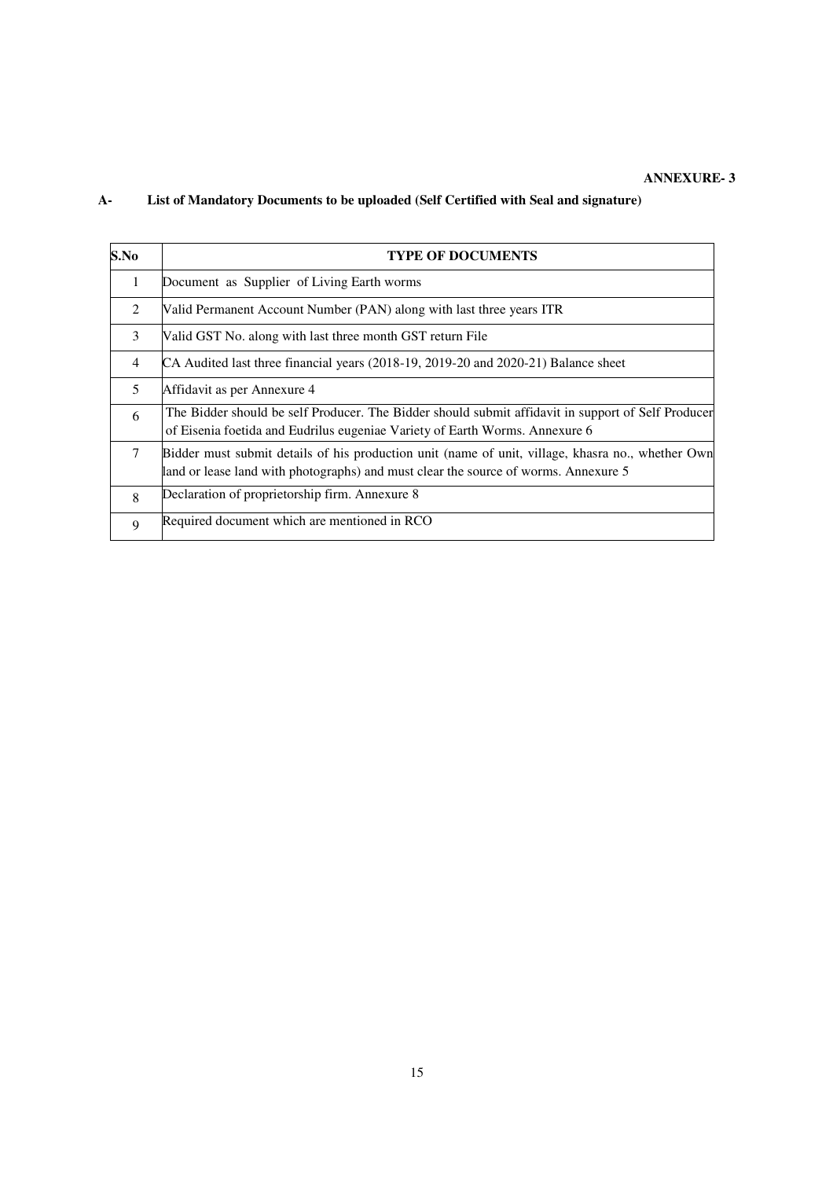**ANNEXURE- 3**

**A- List of Mandatory Documents to be uploaded (Self Certified with Seal and signature)**

| S.No | TYPE OF DOCUMENTS |
|---|---|
| 1 | Document as Supplier of Living Earth worms |
| 2 | Valid Permanent Account Number (PAN) along with last three years ITR |
| 3 | Valid GST No. along with last three month GST return File |
| 4 | CA Audited last three financial years (2018-19, 2019-20 and 2020-21) Balance sheet |
| 5 | Affidavit as per Annexure 4 |
| 6 | The Bidder should be self Producer. The Bidder should submit affidavit in support of Self Producer of Eisenia foetida and Eudrilus eugeniae Variety of Earth Worms. Annexure 6 |
| 7 | Bidder must submit details of his production unit (name of unit, village, khasra no., whether Own land or lease land with photographs) and must clear the source of worms. Annexure 5 |
| 8 | Declaration of proprietorship firm. Annexure 8 |
| 9 | Required document which are mentioned in RCO |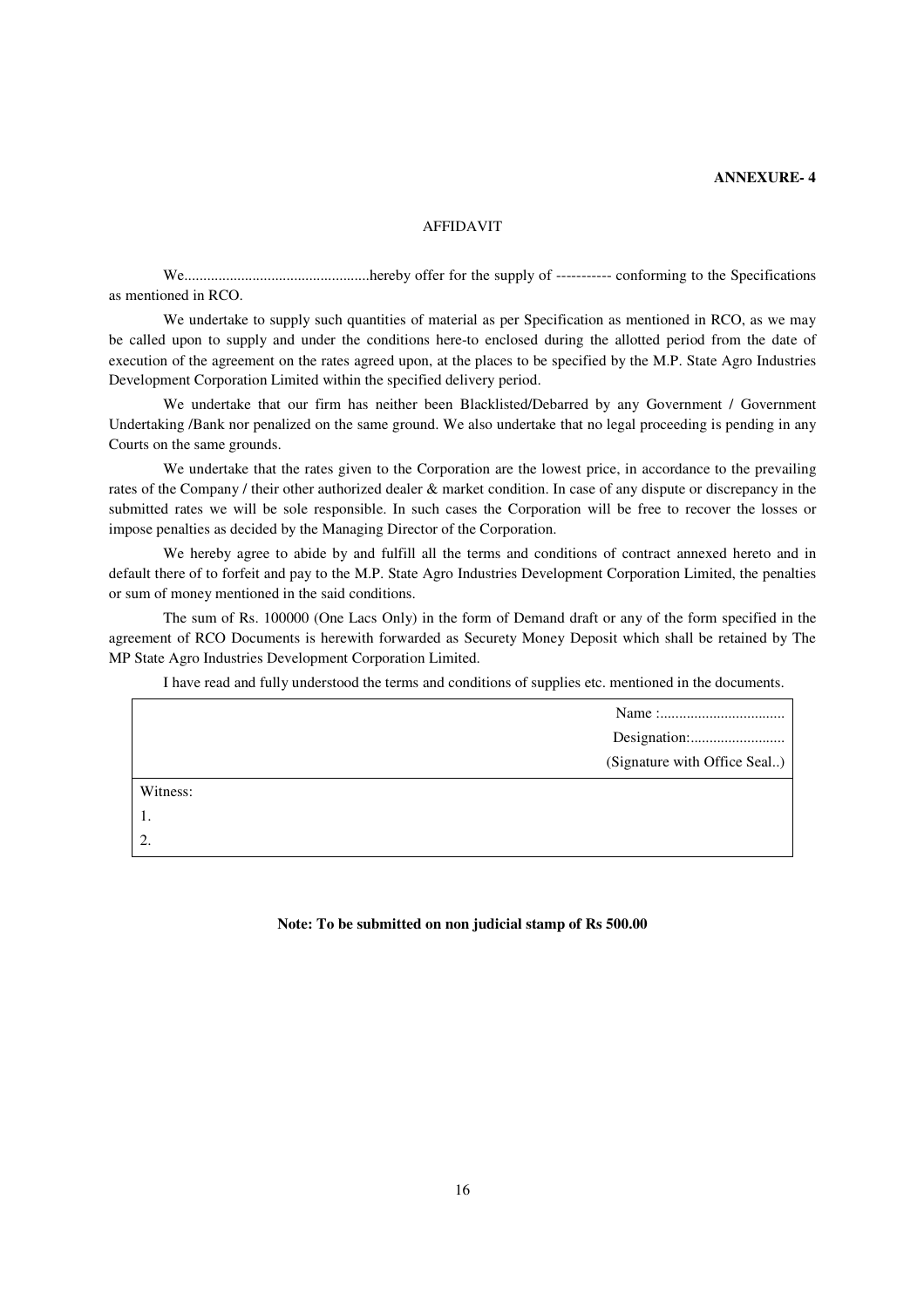**ANNEXURE- 4**

AFFIDAVIT

We.................................................hereby offer for the supply of ----------- conforming to the Specifications as mentioned in RCO.

We undertake to supply such quantities of material as per Specification as mentioned in RCO, as we may be called upon to supply and under the conditions here-to enclosed during the allotted period from the date of execution of the agreement on the rates agreed upon, at the places to be specified by the M.P. State Agro Industries Development Corporation Limited within the specified delivery period.

We undertake that our firm has neither been Blacklisted/Debarred by any Government / Government Undertaking /Bank nor penalized on the same ground. We also undertake that no legal proceeding is pending in any Courts on the same grounds.

We undertake that the rates given to the Corporation are the lowest price, in accordance to the prevailing rates of the Company / their other authorized dealer & market condition. In case of any dispute or discrepancy in the submitted rates we will be sole responsible. In such cases the Corporation will be free to recover the losses or impose penalties as decided by the Managing Director of the Corporation.

We hereby agree to abide by and fulfill all the terms and conditions of contract annexed hereto and in default there of to forfeit and pay to the M.P. State Agro Industries Development Corporation Limited, the penalties or sum of money mentioned in the said conditions.

The sum of Rs. 100000 (One Lacs Only) in the form of Demand draft or any of the form specified in the agreement of RCO Documents is herewith forwarded as Securety Money Deposit which shall be retained by The MP State Agro Industries Development Corporation Limited.

I have read and fully understood the terms and conditions of supplies etc. mentioned in the documents.

| |
|---|
| Name :................................ <br> Designation:......................... <br> (Signature with Office Seal..) |
| Witness: <br> 1. <br> 2. |

**Note: To be submitted on non judicial stamp of Rs 500.00**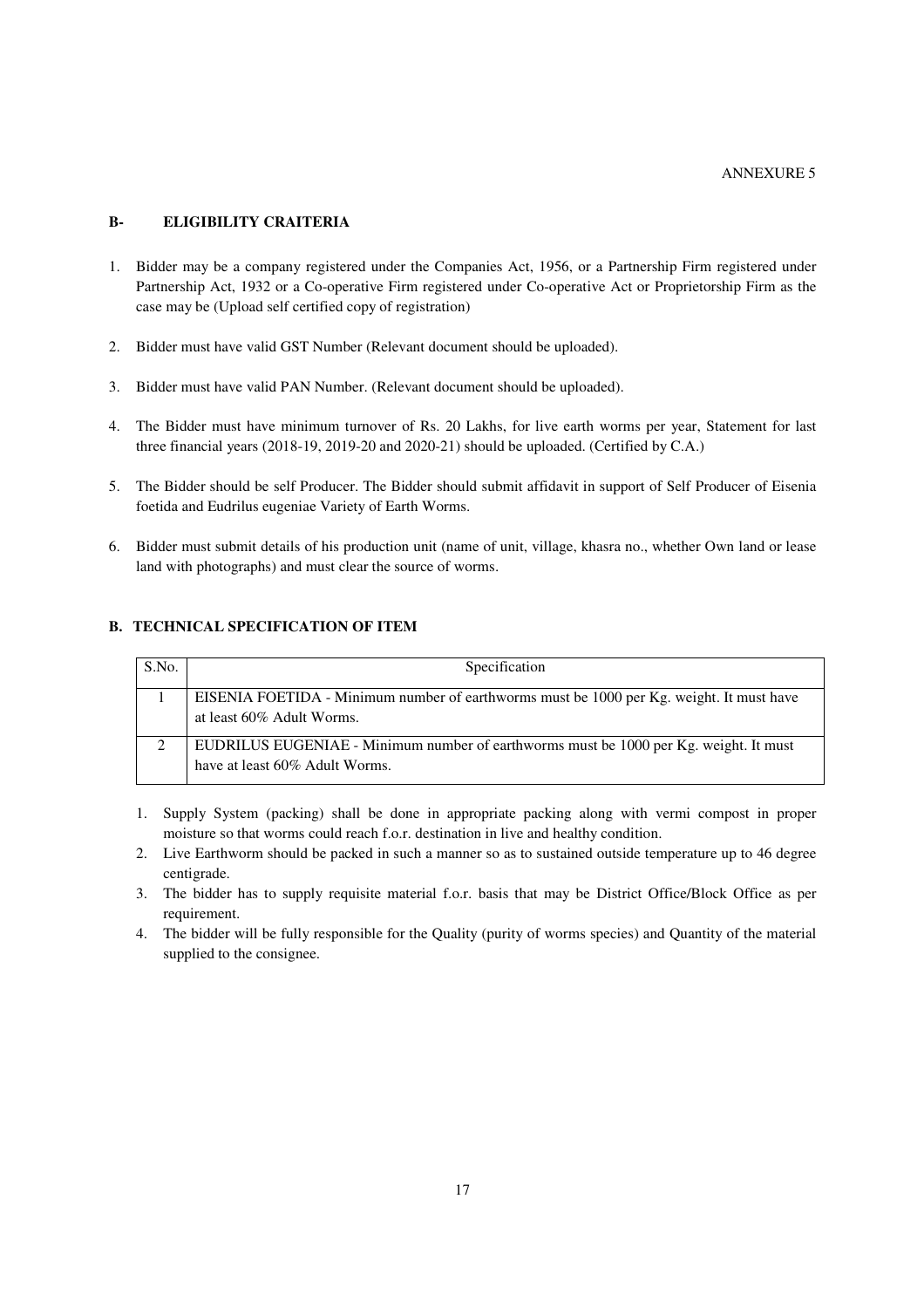ANNEXURE 5

## B- ELIGIBILITY CRAITERIA

1. Bidder may be a company registered under the Companies Act, 1956, or a Partnership Firm registered under Partnership Act, 1932 or a Co-operative Firm registered under Co-operative Act or Proprietorship Firm as the case may be (Upload self certified copy of registration)

2. Bidder must have valid GST Number (Relevant document should be uploaded).

3. Bidder must have valid PAN Number. (Relevant document should be uploaded).

4. The Bidder must have minimum turnover of Rs. 20 Lakhs, for live earth worms per year, Statement for last three financial years (2018-19, 2019-20 and 2020-21) should be uploaded. (Certified by C.A.)

5. The Bidder should be self Producer. The Bidder should submit affidavit in support of Self Producer of Eisenia foetida and Eudrilus eugeniae Variety of Earth Worms.

6. Bidder must submit details of his production unit (name of unit, village, khasra no., whether Own land or lease land with photographs) and must clear the source of worms.

## B. TECHNICAL SPECIFICATION OF ITEM

| S.No. | Specification |
|---|---|
| 1 | EISENIA FOETIDA - Minimum number of earthworms must be 1000 per Kg. weight. It must have at least 60% Adult Worms. |
| 2 | EUDRILUS EUGENIAE - Minimum number of earthworms must be 1000 per Kg. weight. It must have at least 60% Adult Worms. |

1. Supply System (packing) shall be done in appropriate packing along with vermi compost in proper moisture so that worms could reach f.o.r. destination in live and healthy condition.
2. Live Earthworm should be packed in such a manner so as to sustained outside temperature up to 46 degree centigrade.
3. The bidder has to supply requisite material f.o.r. basis that may be District Office/Block Office as per requirement.
4. The bidder will be fully responsible for the Quality (purity of worms species) and Quantity of the material supplied to the consignee.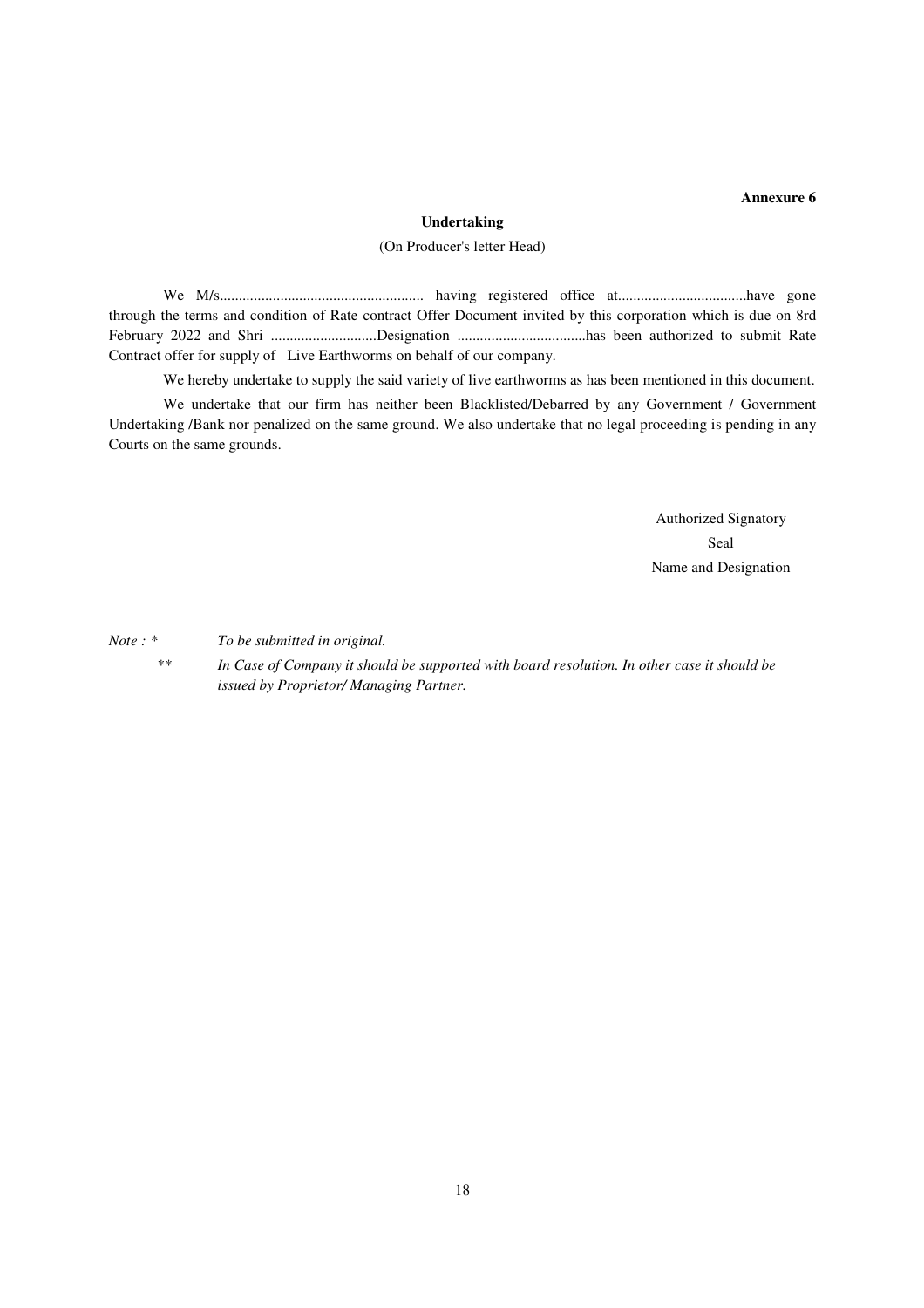**Annexure 6**

**Undertaking**

(On Producer's letter Head)

We M/s...................................................... having registered office at..................................have gone through the terms and condition of Rate contract Offer Document invited by this corporation which is due on 8rd February 2022 and Shri ............................Designation ..................................has been authorized to submit Rate Contract offer for supply of Live Earthworms on behalf of our company.

We hereby undertake to supply the said variety of live earthworms as has been mentioned in this document.

We undertake that our firm has neither been Blacklisted/Debarred by any Government / Government Undertaking /Bank nor penalized on the same ground. We also undertake that no legal proceeding is pending in any Courts on the same grounds.

Authorized Signatory

Seal

Name and Designation

*Note : * To be submitted in original.*

*** In Case of Company it should be supported with board resolution. In other case it should be issued by Proprietor/ Managing Partner.*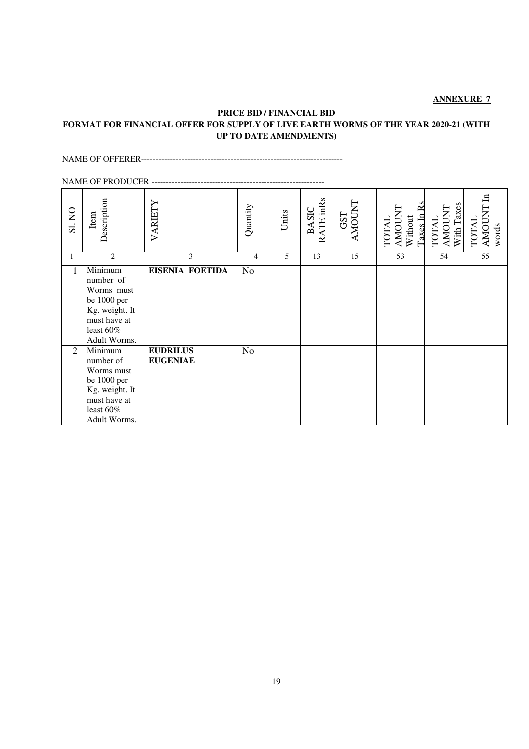**ANNEXURE 7**

**PRICE BID / FINANCIAL BID**

**FORMAT FOR FINANCIAL OFFER FOR SUPPLY OF LIVE EARTH WORMS OF THE YEAR 2020-21 (WITH UP TO DATE AMENDMENTS)**

NAME OF OFFERER-----------------------------------------------------------------------

NAME OF PRODUCER -------------------------------------------------------------

| Sl. NO | Item Description | VARIETY | Quantity | Units | BASIC RATE inRs | GST AMOUNT | TOTAL AMOUNT Without Taxes In Rs | TOTAL AMOUNT With Taxes | TOTAL AMOUNT In words |
|---|---|---|---|---|---|---|---|---|---|
| 1 | 2 | 3 | 4 | 5 | 13 | 15 | 53 | 54 | 55 |
| 1 | Minimum number of Worms must be 1000 per Kg. weight. It must have at least 60% Adult Worms. | **EISENIA FOETIDA** | No | | | | | | |
| 2 | Minimum number of Worms must be 1000 per Kg. weight. It must have at least 60% Adult Worms. | **EUDRILUS EUGENIAE** | No | | | | | | |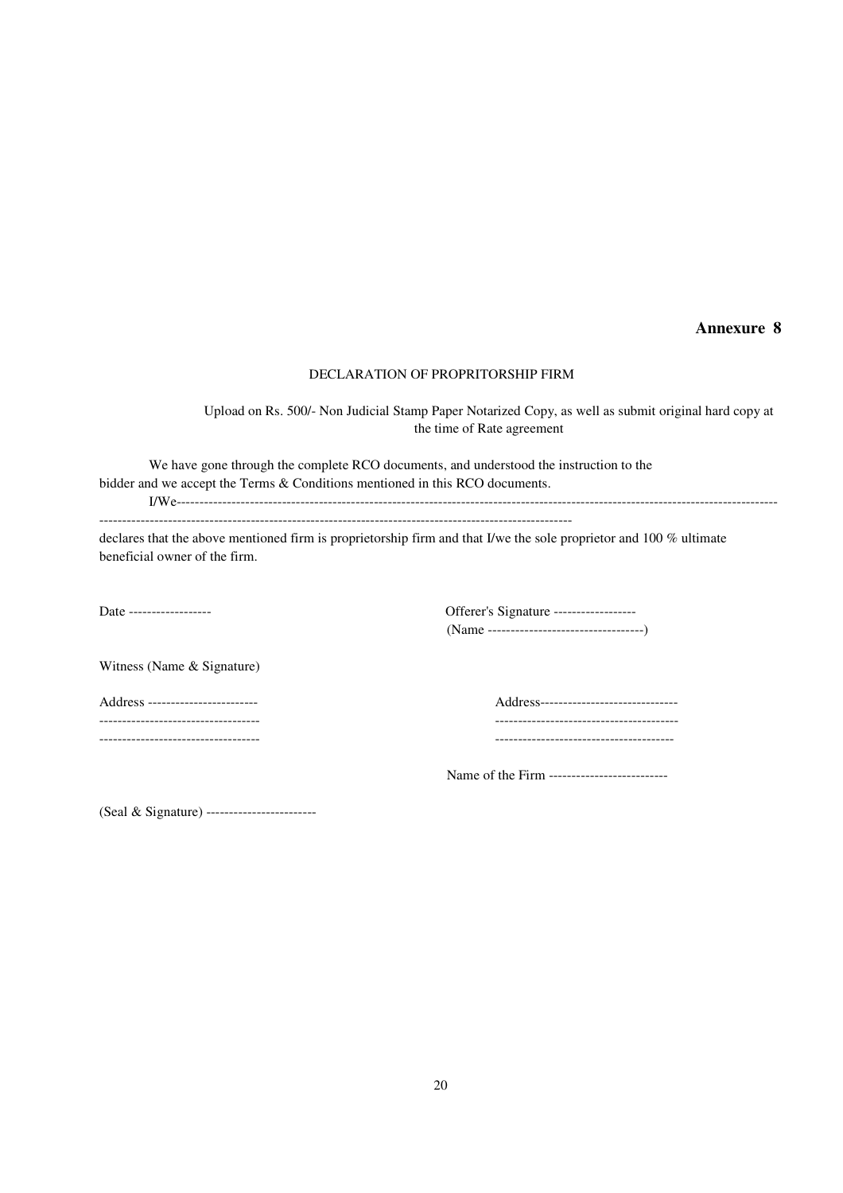**Annexure 8**

DECLARATION OF PROPRITORSHIP FIRM

Upload on Rs. 500/- Non Judicial Stamp Paper Notarized Copy, as well as submit original hard copy at the time of Rate agreement

We have gone through the complete RCO documents, and understood the instruction to the bidder and we accept the Terms & Conditions mentioned in this RCO documents.

I/We-------------------------------------------------------------------------------------------------------------------------------------------
-----------------------------------------------------------------------------------------------------

declares that the above mentioned firm is proprietorship firm and that I/we the sole proprietor and 100 % ultimate beneficial owner of the firm.

Date ------------------

Offerer's Signature ------------------
(Name ----------------------------------)

Witness (Name & Signature)

Address ------------------------
-----------------------------------
-----------------------------------

Address------------------------------
----------------------------------------
---------------------------------------

Name of the Firm --------------------------

(Seal & Signature) ------------------------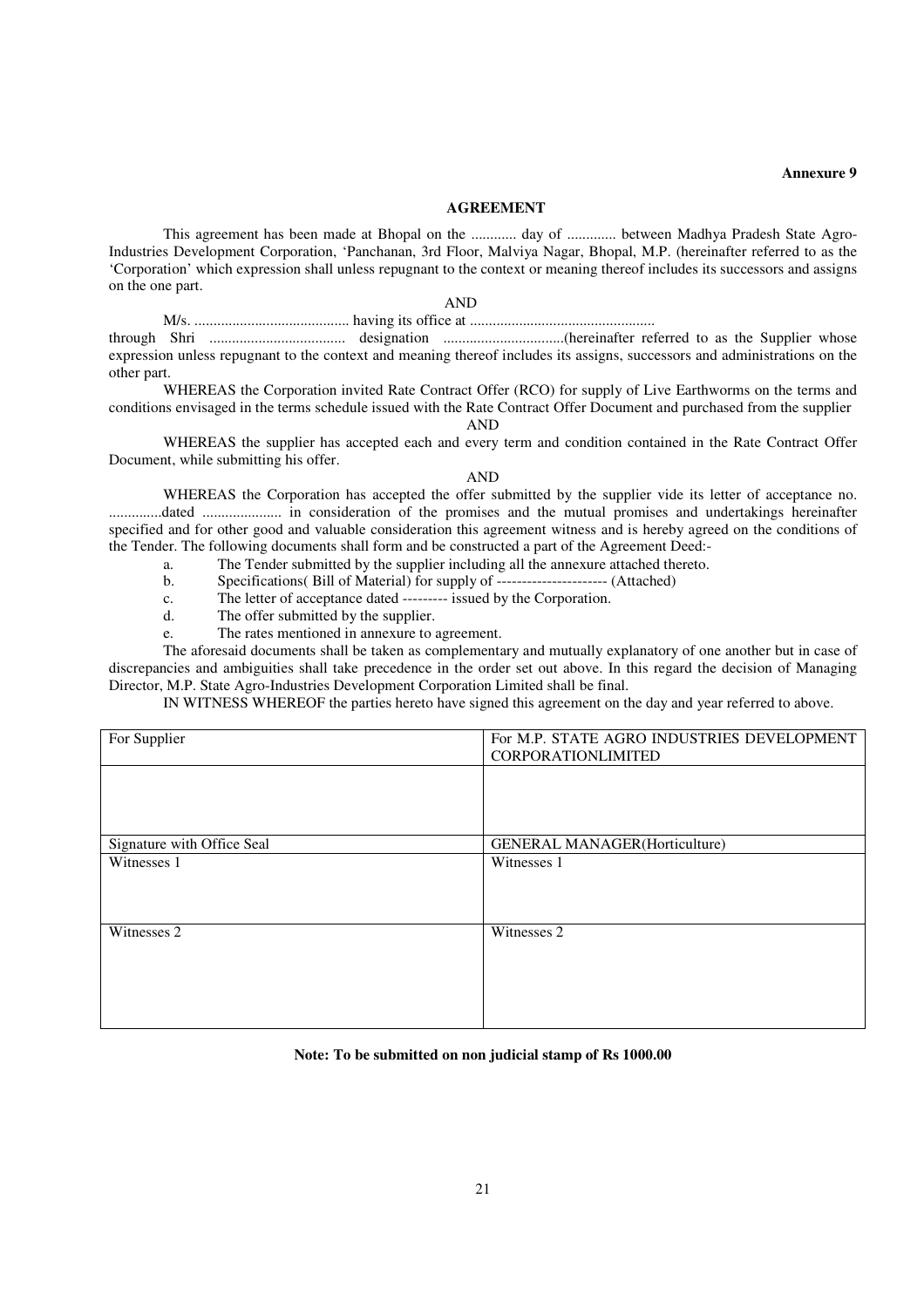**Annexure 9**

## AGREEMENT

This agreement has been made at Bhopal on the ............ day of ............. between Madhya Pradesh State Agro-Industries Development Corporation, 'Panchanan, 3rd Floor, Malviya Nagar, Bhopal, M.P. (hereinafter referred to as the 'Corporation' which expression shall unless repugnant to the context or meaning thereof includes its successors and assigns on the one part.

AND

M/s. ......................................... having its office at ................................................. through Shri .................................... designation ................................(hereinafter referred to as the Supplier whose expression unless repugnant to the context and meaning thereof includes its assigns, successors and administrations on the other part.

WHEREAS the Corporation invited Rate Contract Offer (RCO) for supply of Live Earthworms on the terms and conditions envisaged in the terms schedule issued with the Rate Contract Offer Document and purchased from the supplier

AND

WHEREAS the supplier has accepted each and every term and condition contained in the Rate Contract Offer Document, while submitting his offer.

AND

WHEREAS the Corporation has accepted the offer submitted by the supplier vide its letter of acceptance no. ..............dated ..................... in consideration of the promises and the mutual promises and undertakings hereinafter specified and for other good and valuable consideration this agreement witness and is hereby agreed on the conditions of the Tender. The following documents shall form and be constructed a part of the Agreement Deed:-

a. The Tender submitted by the supplier including all the annexure attached thereto.
b. Specifications( Bill of Material) for supply of ---------------------- (Attached)
c. The letter of acceptance dated --------- issued by the Corporation.
d. The offer submitted by the supplier.
e. The rates mentioned in annexure to agreement.

The aforesaid documents shall be taken as complementary and mutually explanatory of one another but in case of discrepancies and ambiguities shall take precedence in the order set out above. In this regard the decision of Managing Director, M.P. State Agro-Industries Development Corporation Limited shall be final.

IN WITNESS WHEREOF the parties hereto have signed this agreement on the day and year referred to above.

| For Supplier | For M.P. STATE AGRO INDUSTRIES DEVELOPMENT CORPORATIONLIMITED |
|---|---|
| | |
| Signature with Office Seal | GENERAL MANAGER(Horticulture) |
| Witnesses 1 | Witnesses 1 |
| Witnesses 2 | Witnesses 2 |

**Note: To be submitted on non judicial stamp of Rs 1000.00**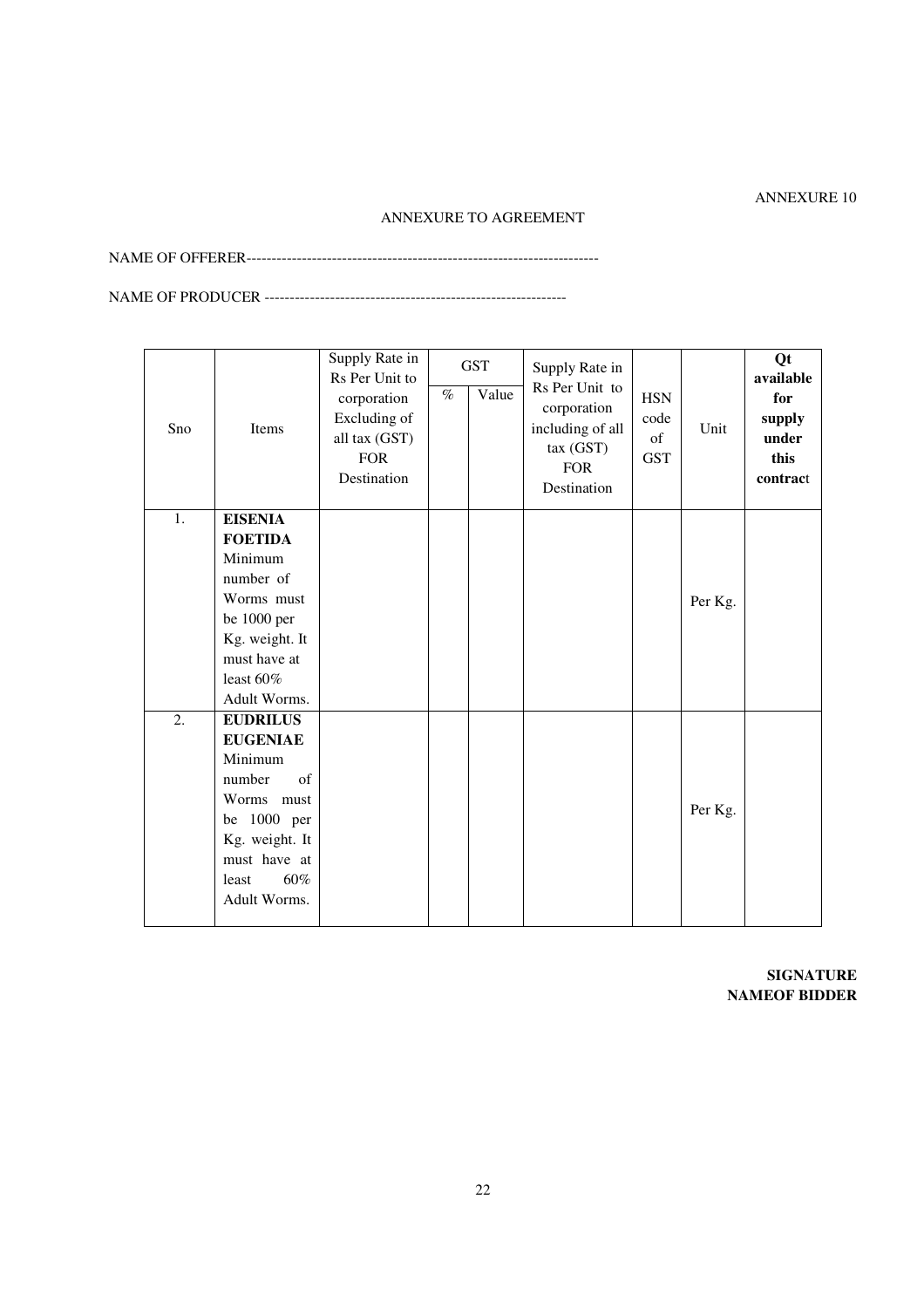ANNEXURE 10

ANNEXURE TO AGREEMENT

NAME OF OFFERER-----------------------------------------------------------------------

NAME OF PRODUCER -------------------------------------------------------------

| Sno | Items | Supply Rate in Rs Per Unit to corporation Excluding of all tax (GST) FOR Destination | GST | | Supply Rate in Rs Per Unit to corporation including of all tax (GST) FOR Destination | HSN code of GST | Unit | **Qt available for supply under this contract** |
|---|---|---|---|---|---|---|---|---|
| | | | % | Value | | | | |
| 1. | **EISENIA FOETIDA** Minimum number of Worms must be 1000 per Kg. weight. It must have at least 60% Adult Worms. | | | | | | Per Kg. | |
| 2. | **EUDRILUS EUGENIAE** Minimum number of Worms must be 1000 per Kg. weight. It must have at least 60% Adult Worms. | | | | | | Per Kg. | |

**SIGNATURE**
**NAMEOF BIDDER**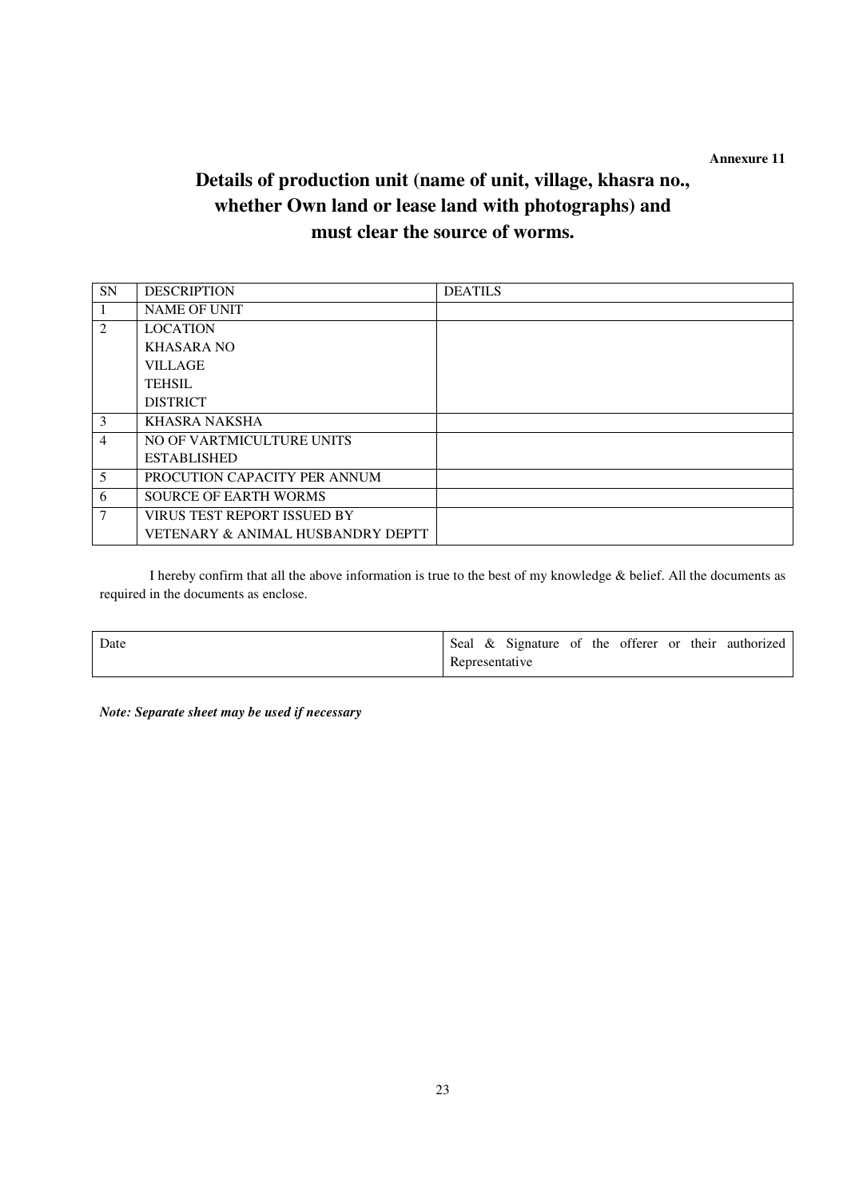**Annexure 11**

# Details of production unit (name of unit, village, khasra no., whether Own land or lease land with photographs) and must clear the source of worms.

| SN | DESCRIPTION | DEATILS |
|---|---|---|
| 1 | NAME OF UNIT | |
| 2 | LOCATION<br>KHASARA NO<br>VILLAGE<br>TEHSIL<br>DISTRICT | |
| 3 | KHASRA NAKSHA | |
| 4 | NO OF VARTMICULTURE UNITS ESTABLISHED | |
| 5 | PROCUTION CAPACITY PER ANNUM | |
| 6 | SOURCE OF EARTH WORMS | |
| 7 | VIRUS TEST REPORT ISSUED BY VETENARY & ANIMAL HUSBANDRY DEPTT | |

I hereby confirm that all the above information is true to the best of my knowledge & belief. All the documents as required in the documents as enclose.

| | |
|---|---|
| Date | Seal & Signature of the offerer or their authorized Representative |

***Note: Separate sheet may be used if necessary***